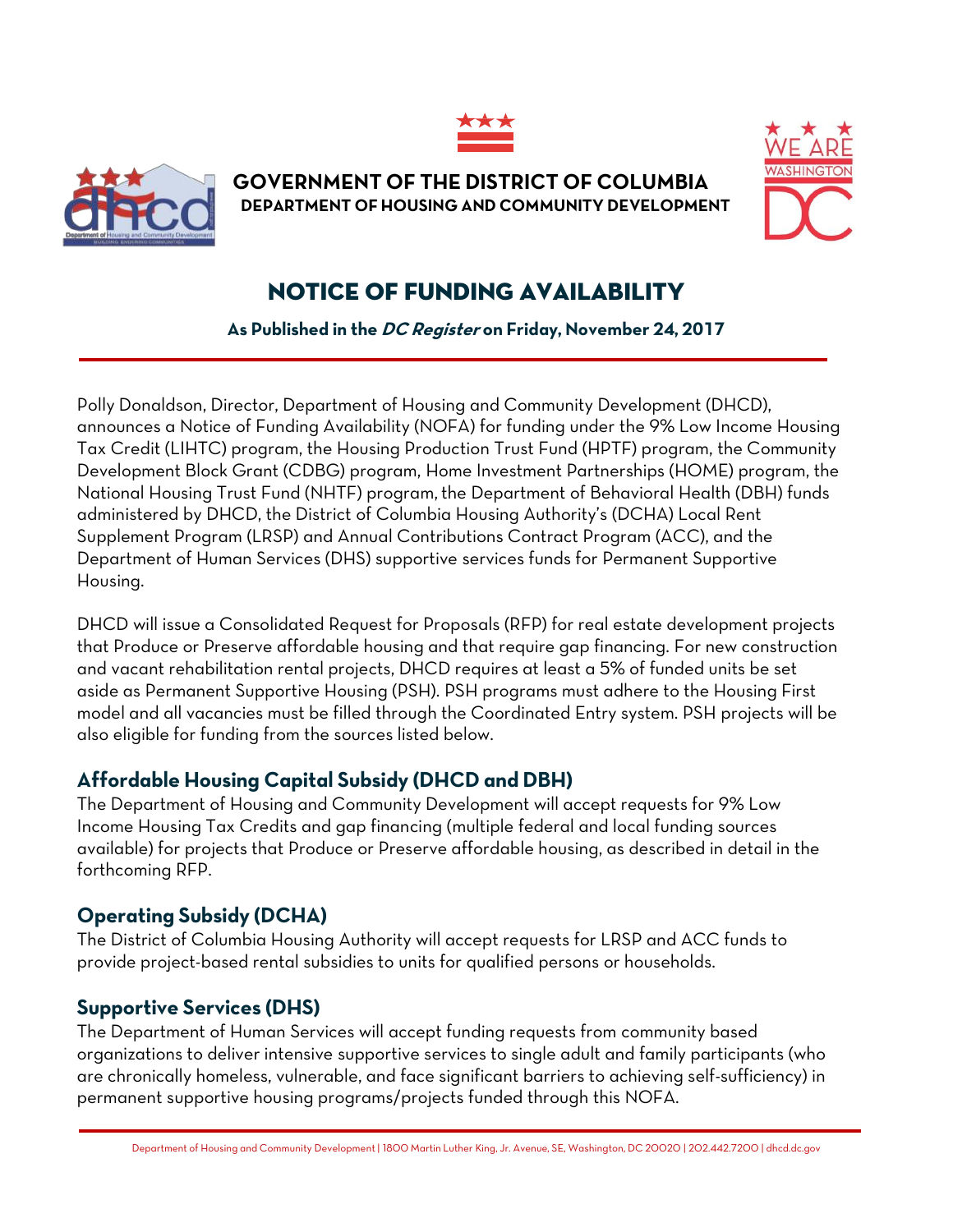**GOVERNMENT OF THE DISTRICT OF COLUMBIA**
**DEPARTMENT OF HOUSING AND COMMUNITY DEVELOPMENT**

# NOTICE OF FUNDING AVAILABILITY

**As Published in the *DC Register* on Friday, November 24, 2017**

Polly Donaldson, Director, Department of Housing and Community Development (DHCD), announces a Notice of Funding Availability (NOFA) for funding under the 9% Low Income Housing Tax Credit (LIHTC) program, the Housing Production Trust Fund (HPTF) program, the Community Development Block Grant (CDBG) program, Home Investment Partnerships (HOME) program, the National Housing Trust Fund (NHTF) program, the Department of Behavioral Health (DBH) funds administered by DHCD, the District of Columbia Housing Authority's (DCHA) Local Rent Supplement Program (LRSP) and Annual Contributions Contract Program (ACC), and the Department of Human Services (DHS) supportive services funds for Permanent Supportive Housing.

DHCD will issue a Consolidated Request for Proposals (RFP) for real estate development projects that Produce or Preserve affordable housing and that require gap financing. For new construction and vacant rehabilitation rental projects, DHCD requires at least a 5% of funded units be set aside as Permanent Supportive Housing (PSH). PSH programs must adhere to the Housing First model and all vacancies must be filled through the Coordinated Entry system. PSH projects will be also eligible for funding from the sources listed below.

## Affordable Housing Capital Subsidy (DHCD and DBH)

The Department of Housing and Community Development will accept requests for 9% Low Income Housing Tax Credits and gap financing (multiple federal and local funding sources available) for projects that Produce or Preserve affordable housing, as described in detail in the forthcoming RFP.

## Operating Subsidy (DCHA)

The District of Columbia Housing Authority will accept requests for LRSP and ACC funds to provide project-based rental subsidies to units for qualified persons or households.

## Supportive Services (DHS)

The Department of Human Services will accept funding requests from community based organizations to deliver intensive supportive services to single adult and family participants (who are chronically homeless, vulnerable, and face significant barriers to achieving self-sufficiency) in permanent supportive housing programs/projects funded through this NOFA.

Department of Housing and Community Development | 1800 Martin Luther King, Jr. Avenue, SE, Washington, DC 20020 | 202.442.7200 | dhcd.dc.gov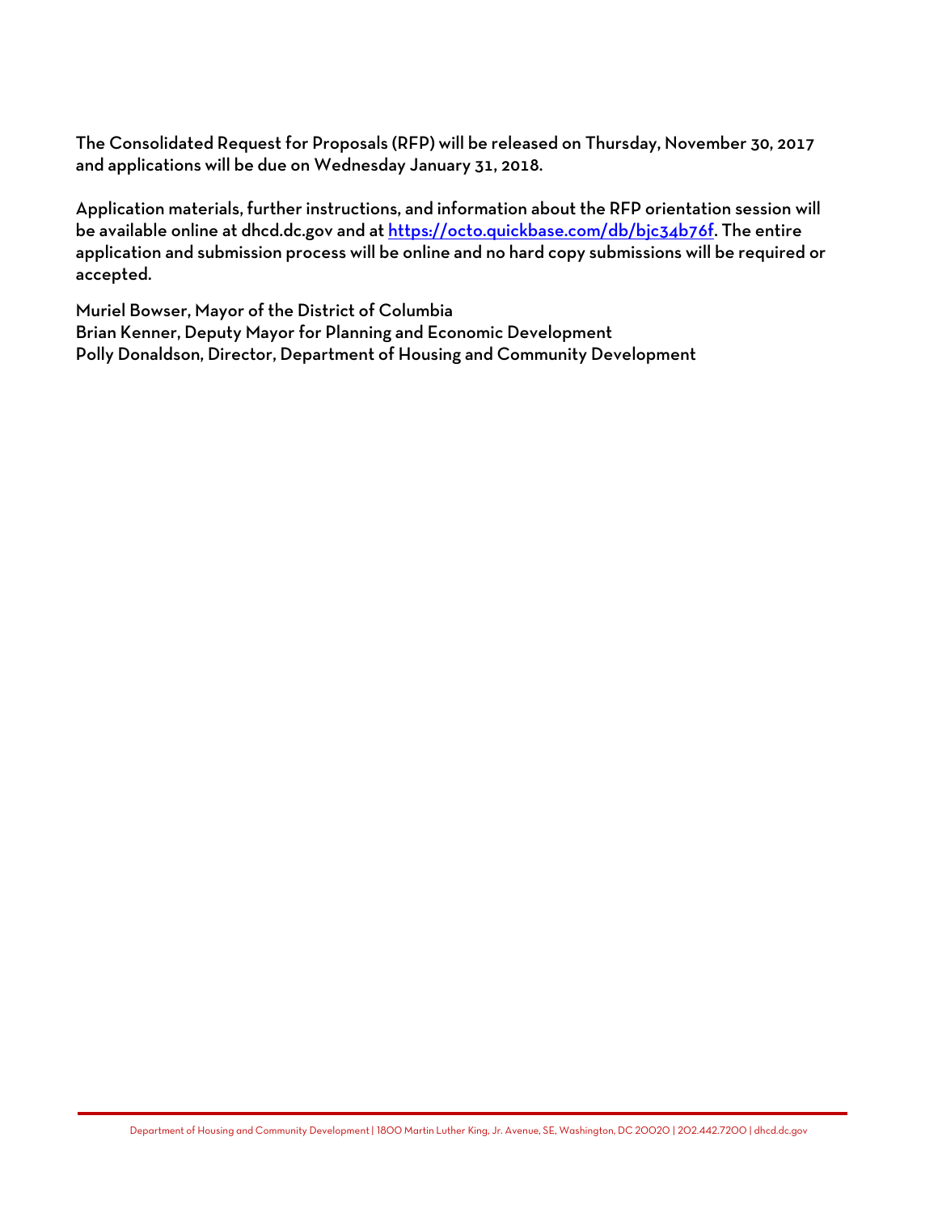The Consolidated Request for Proposals (RFP) will be released on Thursday, November 30, 2017 and applications will be due on Wednesday January 31, 2018.

Application materials, further instructions, and information about the RFP orientation session will be available online at dhcd.dc.gov and at [https://octo.quickbase.com/db/bjc34b76f](https://octo.quickbase.com/db/bjc34b76f). The entire application and submission process will be online and no hard copy submissions will be required or accepted.

Muriel Bowser, Mayor of the District of Columbia
Brian Kenner, Deputy Mayor for Planning and Economic Development
Polly Donaldson, Director, Department of Housing and Community Development